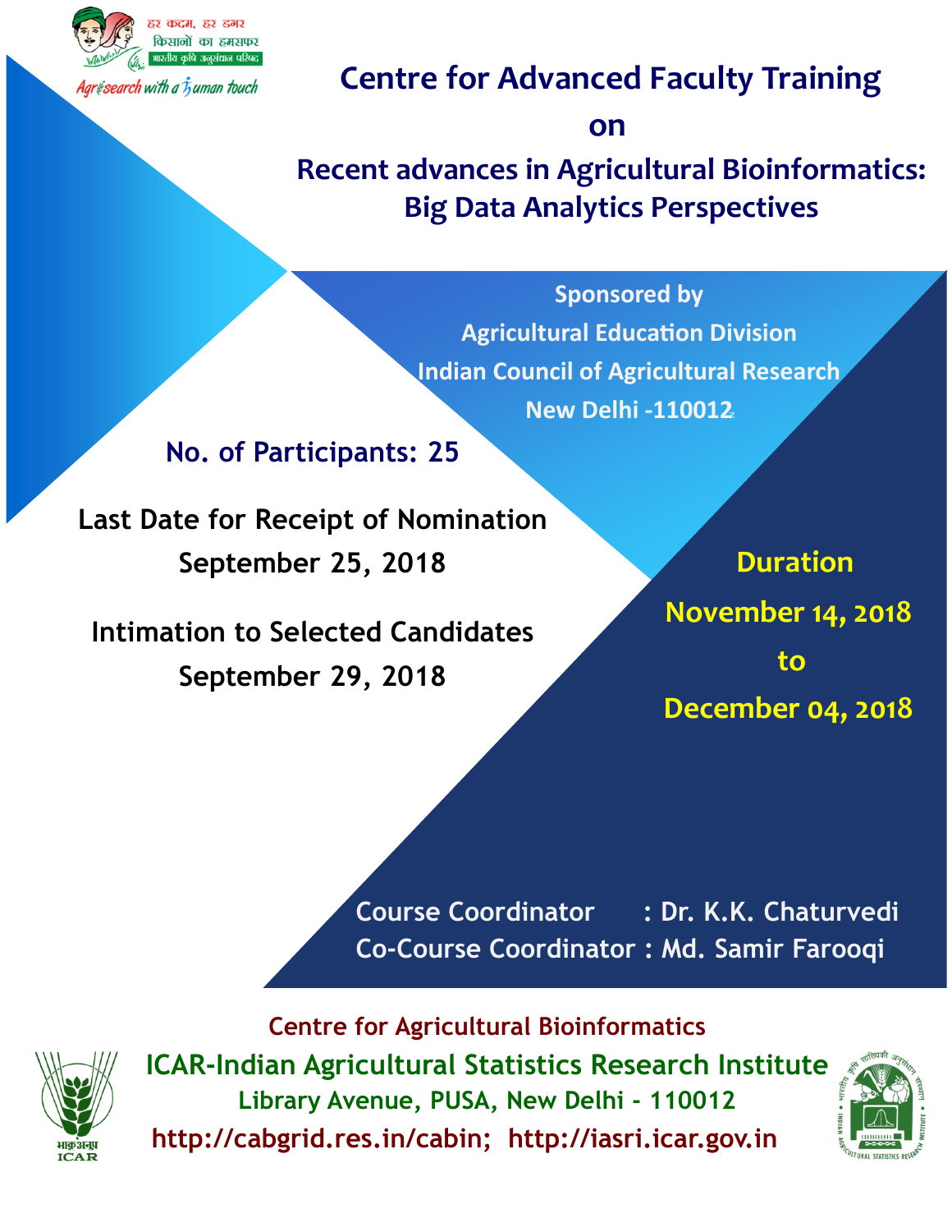हर कदम, हर डगर
किसानों का हमसफर
भारतीय कृषि अनुसंधान परिषद

Agrisearch with a human touch

# Centre for Advanced Faculty Training

## on

## Recent advances in Agricultural Bioinformatics: Big Data Analytics Perspectives

**Sponsored by**

**Agricultural Education Division**

**Indian Council of Agricultural Research**

**New Delhi -110012**

**No. of Participants: 25**

**Last Date for Receipt of Nomination**
**September 25, 2018**

**Intimation to Selected Candidates**
**September 29, 2018**

**Duration**
**November 14, 2018**
**to**
**December 04, 2018**

Course Coordinator : Dr. K.K. Chaturvedi
Co-Course Coordinator : Md. Samir Farooqi

**Centre for Agricultural Bioinformatics**

**ICAR-Indian Agricultural Statistics Research Institute**

**Library Avenue, PUSA, New Delhi - 110012**

**http://cabgrid.res.in/cabin; http://iasri.icar.gov.in**

भाकृअनुप
ICAR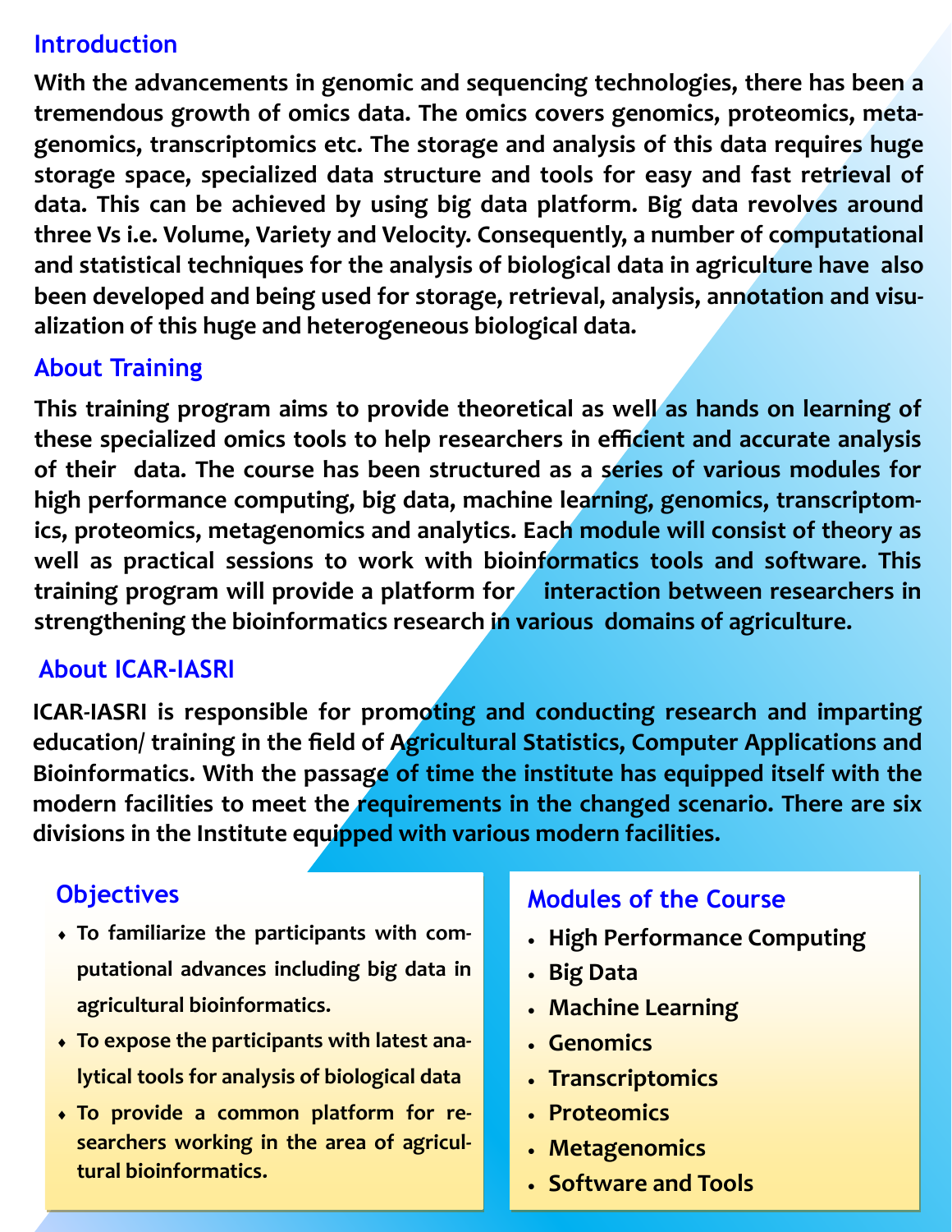## Introduction

With the advancements in genomic and sequencing technologies, there has been a tremendous growth of omics data. The omics covers genomics, proteomics, metagenomics, transcriptomics etc. The storage and analysis of this data requires huge storage space, specialized data structure and tools for easy and fast retrieval of data. This can be achieved by using big data platform. Big data revolves around three Vs i.e. Volume, Variety and Velocity. Consequently, a number of computational and statistical techniques for the analysis of biological data in agriculture have also been developed and being used for storage, retrieval, analysis, annotation and visualization of this huge and heterogeneous biological data.

## About Training

This training program aims to provide theoretical as well as hands on learning of these specialized omics tools to help researchers in efficient and accurate analysis of their data. The course has been structured as a series of various modules for high performance computing, big data, machine learning, genomics, transcriptomics, proteomics, metagenomics and analytics. Each module will consist of theory as well as practical sessions to work with bioinformatics tools and software. This training program will provide a platform for interaction between researchers in strengthening the bioinformatics research in various domains of agriculture.

## About ICAR-IASRI

ICAR-IASRI is responsible for promoting and conducting research and imparting education/ training in the field of Agricultural Statistics, Computer Applications and Bioinformatics. With the passage of time the institute has equipped itself with the modern facilities to meet the requirements in the changed scenario. There are six divisions in the Institute equipped with various modern facilities.

## Objectives

- To familiarize the participants with computational advances including big data in agricultural bioinformatics.
- To expose the participants with latest analytical tools for analysis of biological data
- To provide a common platform for researchers working in the area of agricultural bioinformatics.

## Modules of the Course

- High Performance Computing
- Big Data
- Machine Learning
- Genomics
- Transcriptomics
- Proteomics
- Metagenomics
- Software and Tools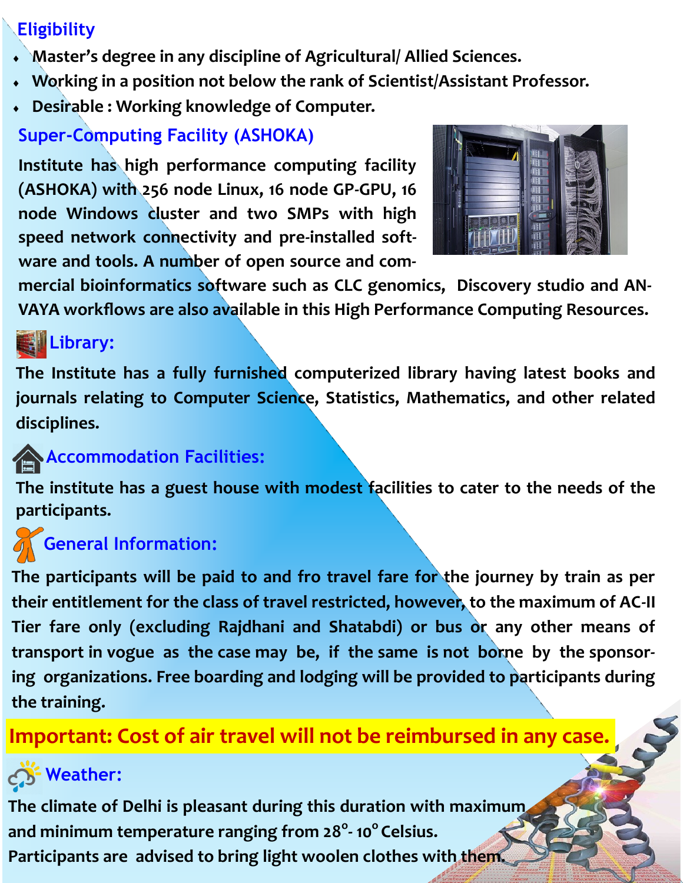## Eligibility

- Master's degree in any discipline of Agricultural/ Allied Sciences.
- Working in a position not below the rank of Scientist/Assistant Professor.
- Desirable : Working knowledge of Computer.

## Super-Computing Facility (ASHOKA)

Institute has high performance computing facility (ASHOKA) with 256 node Linux, 16 node GP-GPU, 16 node Windows cluster and two SMPs with high speed network connectivity and pre-installed software and tools. A number of open source and commercial bioinformatics software such as CLC genomics, Discovery studio and ANVAYA workflows are also available in this High Performance Computing Resources.

## Library:

The Institute has a fully furnished computerized library having latest books and journals relating to Computer Science, Statistics, Mathematics, and other related disciplines.

## Accommodation Facilities:

The institute has a guest house with modest facilities to cater to the needs of the participants.

## General Information:

The participants will be paid to and fro travel fare for the journey by train as per their entitlement for the class of travel restricted, however, to the maximum of AC-II Tier fare only (excluding Rajdhani and Shatabdi) or bus or any other means of transport in vogue as the case may be, if the same is not borne by the sponsoring organizations. Free boarding and lodging will be provided to participants during the training.

**Important: Cost of air travel will not be reimbursed in any case.**

## Weather:

The climate of Delhi is pleasant during this duration with maximum and minimum temperature ranging from 28°- 10° Celsius.
Participants are advised to bring light woolen clothes with them.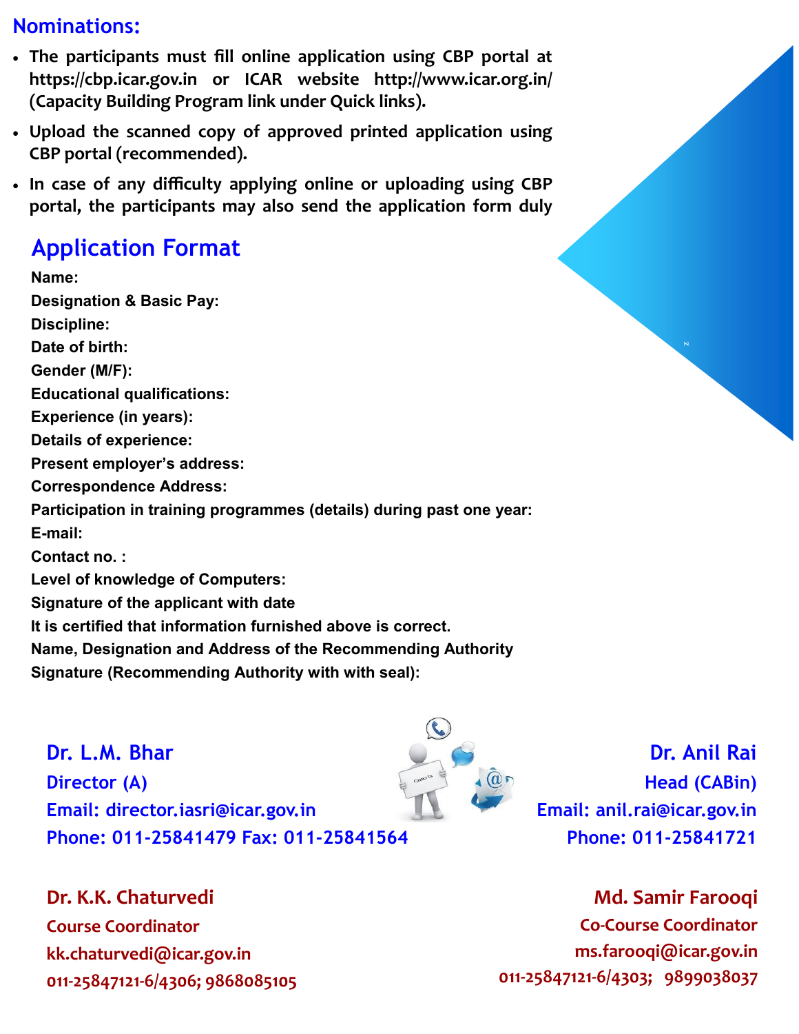## Nominations:

- The participants must fill online application using CBP portal at https://cbp.icar.gov.in or ICAR website http://www.icar.org.in/ (Capacity Building Program link under Quick links).
- Upload the scanned copy of approved printed application using CBP portal (recommended).
- In case of any difficulty applying online or uploading using CBP portal, the participants may also send the application form duly

## Application Format

**Name:**
**Designation & Basic Pay:**
**Discipline:**
**Date of birth:**
**Gender (M/F):**
**Educational qualifications:**
**Experience (in years):**
**Details of experience:**
**Present employer's address:**
**Correspondence Address:**
**Participation in training programmes (details) during past one year:**
**E-mail:**
**Contact no. :**
**Level of knowledge of Computers:**
**Signature of the applicant with date**
**It is certified that information furnished above is correct.**
**Name, Designation and Address of the Recommending Authority**
**Signature (Recommending Authority with with seal):**

**Dr. L.M. Bhar**
Director (A)
Email: director.iasri@icar.gov.in
Phone: 011-25841479 Fax: 011-25841564

**Dr. Anil Rai**
Head (CABin)
Email: anil.rai@icar.gov.in
Phone: 011-25841721

**Dr. K.K. Chaturvedi**
Course Coordinator
kk.chaturvedi@icar.gov.in
011-25847121-6/4306; 9868085105

**Md. Samir Farooqi**
Co-Course Coordinator
ms.farooqi@icar.gov.in
011-25847121-6/4303; 9899038037